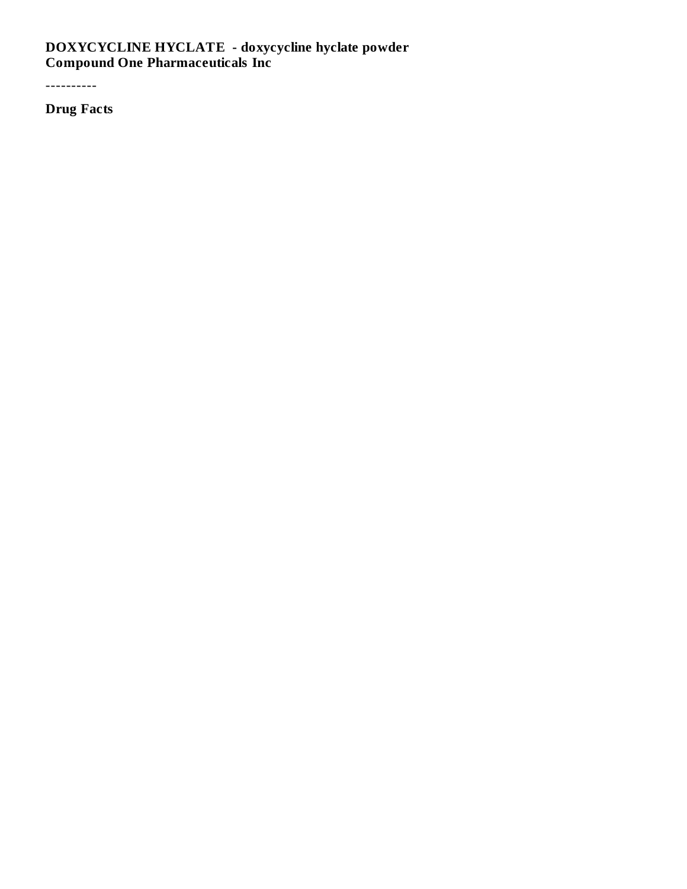**DOXYCYCLINE HYCLATE - doxycycline hyclate powder**
**Compound One Pharmaceuticals Inc**

----------

**Drug Facts**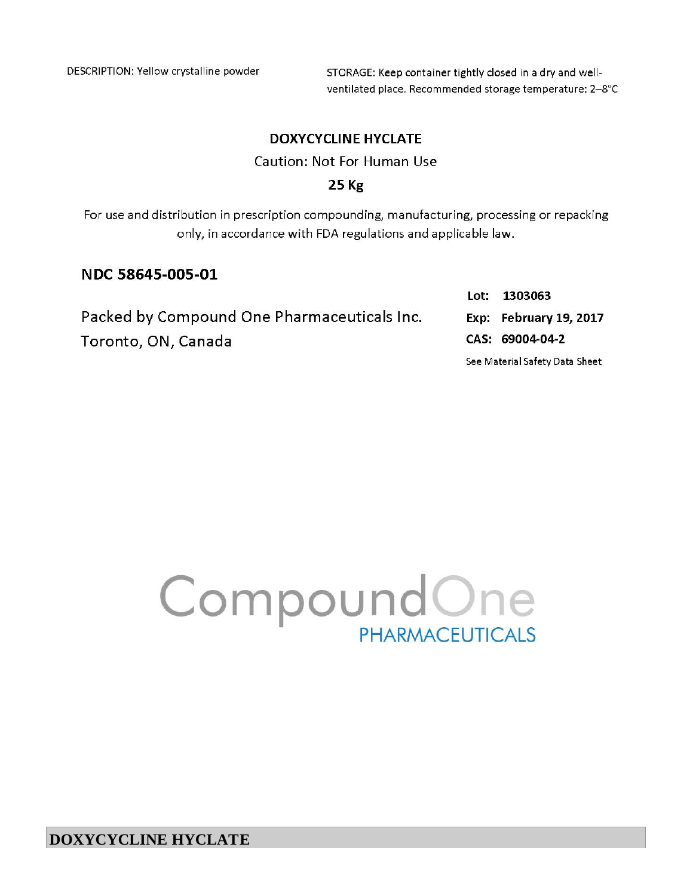DESCRIPTION: Yellow crystalline powder

STORAGE: Keep container tightly closed in a dry and well-ventilated place. Recommended storage temperature: 2–8°C

**DOXYCYCLINE HYCLATE**

Caution: Not For Human Use

**25 Kg**

For use and distribution in prescription compounding, manufacturing, processing or repacking only, in accordance with FDA regulations and applicable law.

**NDC 58645-005-01**

Packed by Compound One Pharmaceuticals Inc.
Toronto, ON, Canada

**Lot: 1303063**
**Exp: February 19, 2017**
**CAS: 69004-04-2**
See Material Safety Data Sheet

CompoundOne
PHARMACEUTICALS

**DOXYCYCLINE HYCLATE**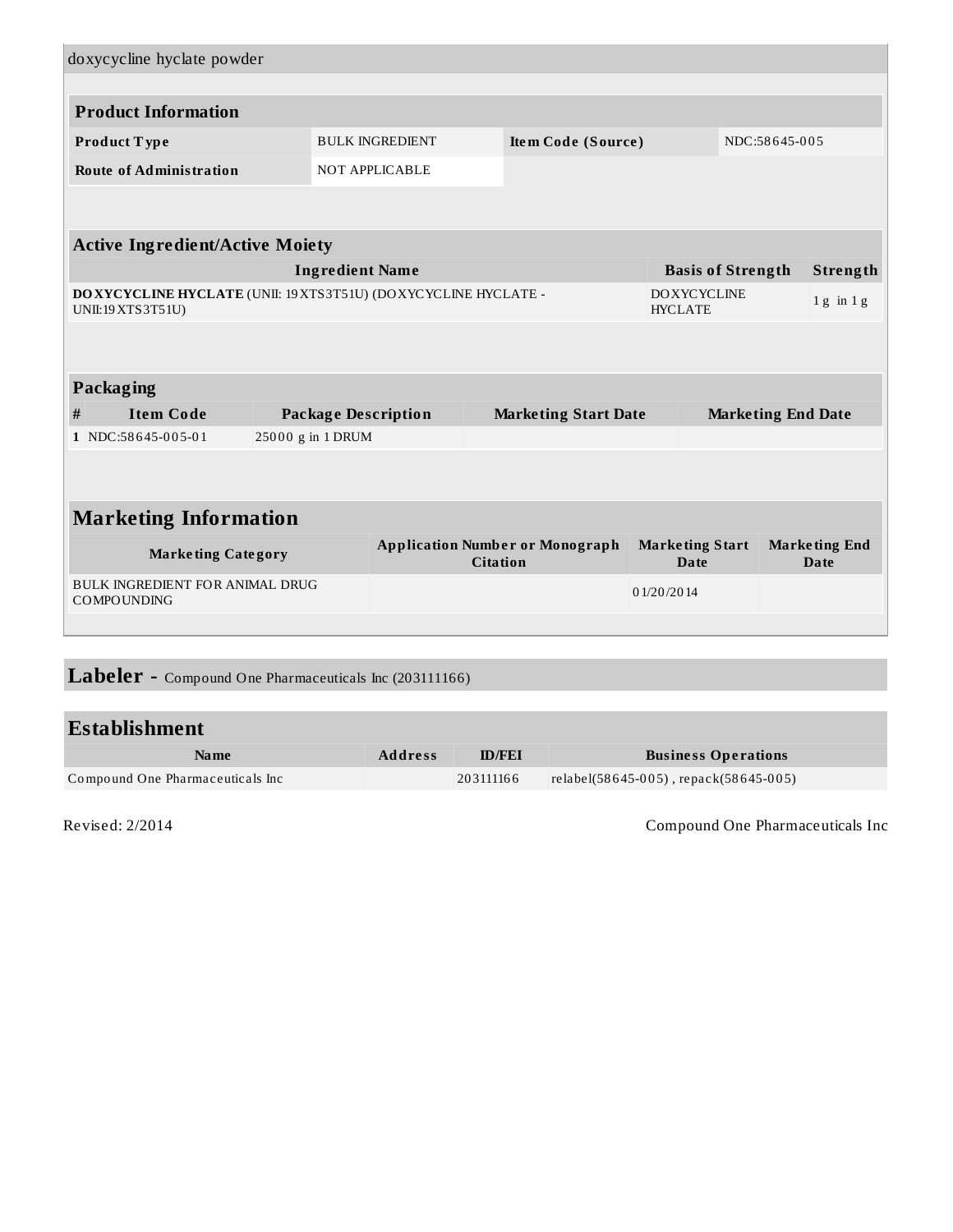doxycycline hyclate powder

**Product Information**

| | | | |
|---|---|---|---|
| **Product Type** | BULK INGREDIENT | **Item Code (Source)** | NDC:58645-005 |
| **Route of Administration** | NOT APPLICABLE | | |

**Active Ingredient/Active Moiety**

| Ingredient Name | Basis of Strength | Strength |
|---|---|---|
| **DOXYCYCLINE HYCLATE** (UNII: 19XTS3T51U) (DOXYCYCLINE HYCLATE - UNII:19XTS3T51U) | DOXYCYCLINE HYCLATE | 1 g in 1 g |

**Packaging**

| # | Item Code | Package Description | Marketing Start Date | Marketing End Date |
|---|---|---|---|---|
| 1 | NDC:58645-005-01 | 25000 g in 1 DRUM | | |

**Marketing Information**

| Marketing Category | Application Number or Monograph Citation | Marketing Start Date | Marketing End Date |
|---|---|---|---|
| BULK INGREDIENT FOR ANIMAL DRUG COMPOUNDING | | 01/20/2014 | |

## Labeler - Compound One Pharmaceuticals Inc (203111166)

## Establishment

| Name | Address | ID/FEI | Business Operations |
|---|---|---|---|
| Compound One Pharmaceuticals Inc | | 203111166 | relabel(58645-005) , repack(58645-005) |

Revised: 2/2014

Compound One Pharmaceuticals Inc